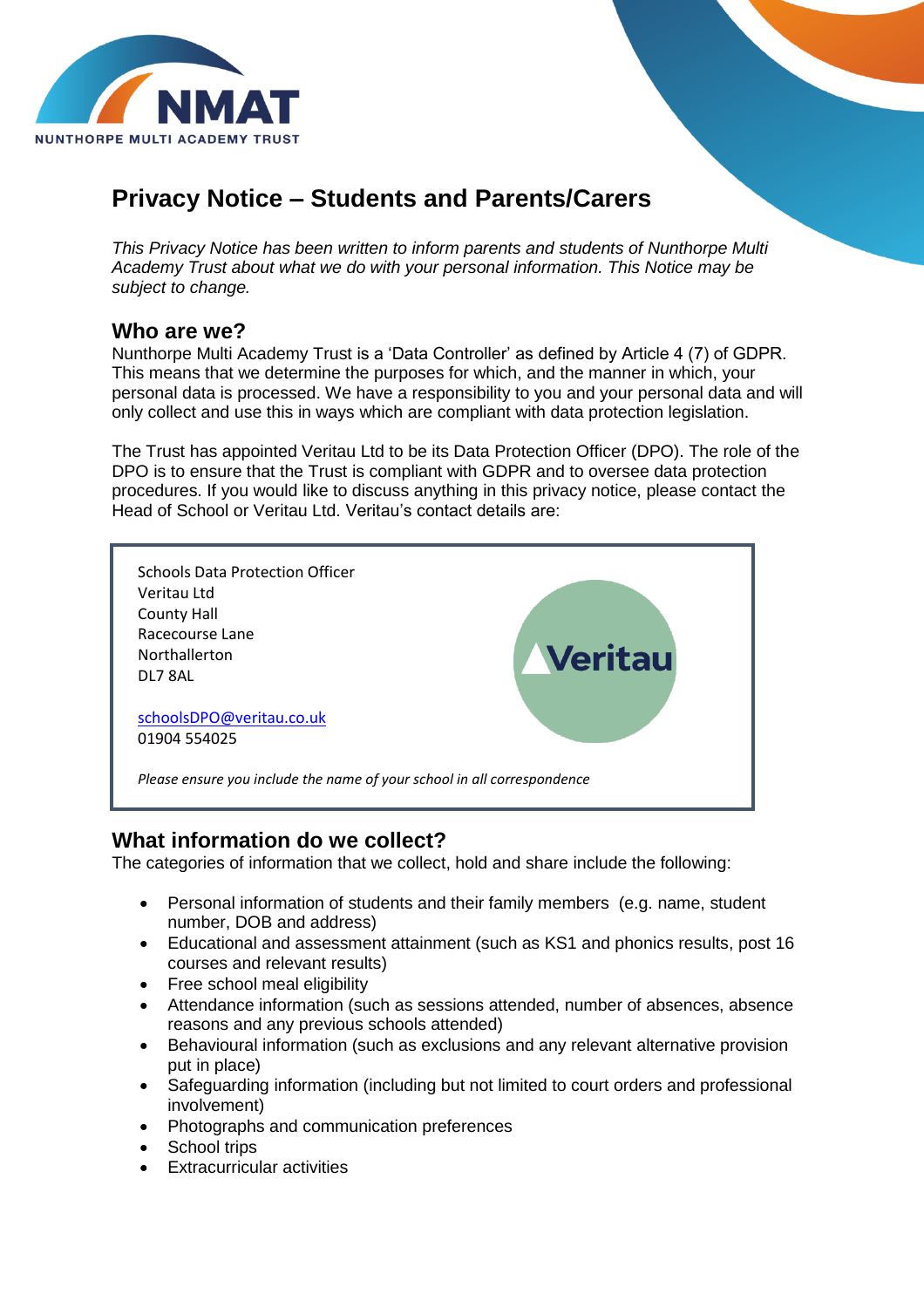# Privacy Notice – Students and Parents/Carers

*This Privacy Notice has been written to inform parents and students of Nunthorpe Multi Academy Trust about what we do with your personal information. This Notice may be subject to change.*

## Who are we?

Nunthorpe Multi Academy Trust is a 'Data Controller' as defined by Article 4 (7) of GDPR. This means that we determine the purposes for which, and the manner in which, your personal data is processed. We have a responsibility to you and your personal data and will only collect and use this in ways which are compliant with data protection legislation.

The Trust has appointed Veritau Ltd to be its Data Protection Officer (DPO). The role of the DPO is to ensure that the Trust is compliant with GDPR and to oversee data protection procedures. If you would like to discuss anything in this privacy notice, please contact the Head of School or Veritau Ltd. Veritau's contact details are:

> Schools Data Protection Officer
> Veritau Ltd
> County Hall
> Racecourse Lane
> Northallerton
> DL7 8AL
>
> schoolsDPO@veritau.co.uk
> 01904 554025
>
> *Please ensure you include the name of your school in all correspondence*

## What information do we collect?

The categories of information that we collect, hold and share include the following:

- Personal information of students and their family members (e.g. name, student number, DOB and address)
- Educational and assessment attainment (such as KS1 and phonics results, post 16 courses and relevant results)
- Free school meal eligibility
- Attendance information (such as sessions attended, number of absences, absence reasons and any previous schools attended)
- Behavioural information (such as exclusions and any relevant alternative provision put in place)
- Safeguarding information (including but not limited to court orders and professional involvement)
- Photographs and communication preferences
- School trips
- Extracurricular activities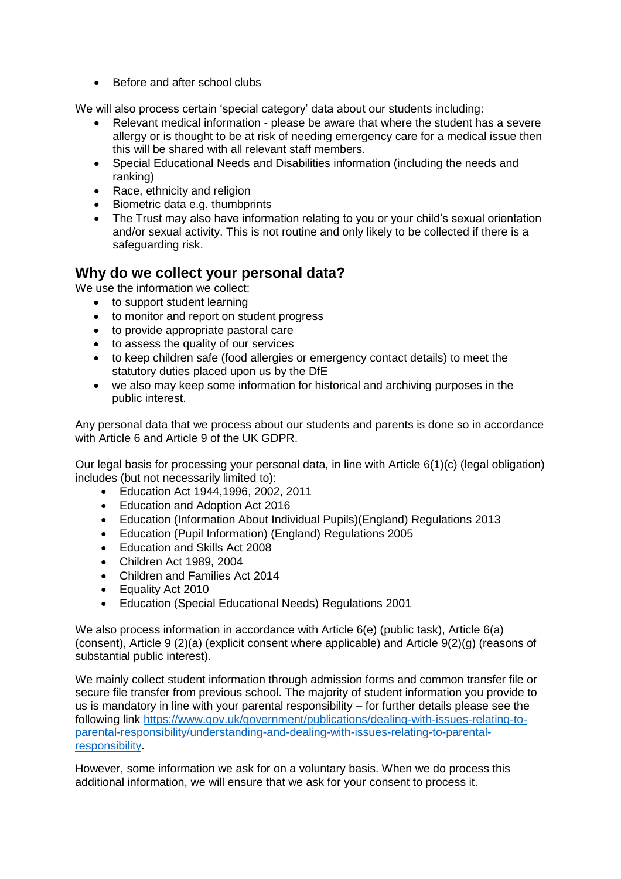- Before and after school clubs

We will also process certain 'special category' data about our students including:

- Relevant medical information - please be aware that where the student has a severe allergy or is thought to be at risk of needing emergency care for a medical issue then this will be shared with all relevant staff members.
- Special Educational Needs and Disabilities information (including the needs and ranking)
- Race, ethnicity and religion
- Biometric data e.g. thumbprints
- The Trust may also have information relating to you or your child's sexual orientation and/or sexual activity. This is not routine and only likely to be collected if there is a safeguarding risk.

## Why do we collect your personal data?

We use the information we collect:

- to support student learning
- to monitor and report on student progress
- to provide appropriate pastoral care
- to assess the quality of our services
- to keep children safe (food allergies or emergency contact details) to meet the statutory duties placed upon us by the DfE
- we also may keep some information for historical and archiving purposes in the public interest.

Any personal data that we process about our students and parents is done so in accordance with Article 6 and Article 9 of the UK GDPR.

Our legal basis for processing your personal data, in line with Article 6(1)(c) (legal obligation) includes (but not necessarily limited to):

- Education Act 1944,1996, 2002, 2011
- Education and Adoption Act 2016
- Education (Information About Individual Pupils)(England) Regulations 2013
- Education (Pupil Information) (England) Regulations 2005
- Education and Skills Act 2008
- Children Act 1989, 2004
- Children and Families Act 2014
- Equality Act 2010
- Education (Special Educational Needs) Regulations 2001

We also process information in accordance with Article 6(e) (public task), Article 6(a) (consent), Article 9 (2)(a) (explicit consent where applicable) and Article 9(2)(g) (reasons of substantial public interest).

We mainly collect student information through admission forms and common transfer file or secure file transfer from previous school. The majority of student information you provide to us is mandatory in line with your parental responsibility – for further details please see the following link [https://www.gov.uk/government/publications/dealing-with-issues-relating-to-parental-responsibility/understanding-and-dealing-with-issues-relating-to-parental-responsibility](https://www.gov.uk/government/publications/dealing-with-issues-relating-to-parental-responsibility/understanding-and-dealing-with-issues-relating-to-parental-responsibility).

However, some information we ask for on a voluntary basis. When we do process this additional information, we will ensure that we ask for your consent to process it.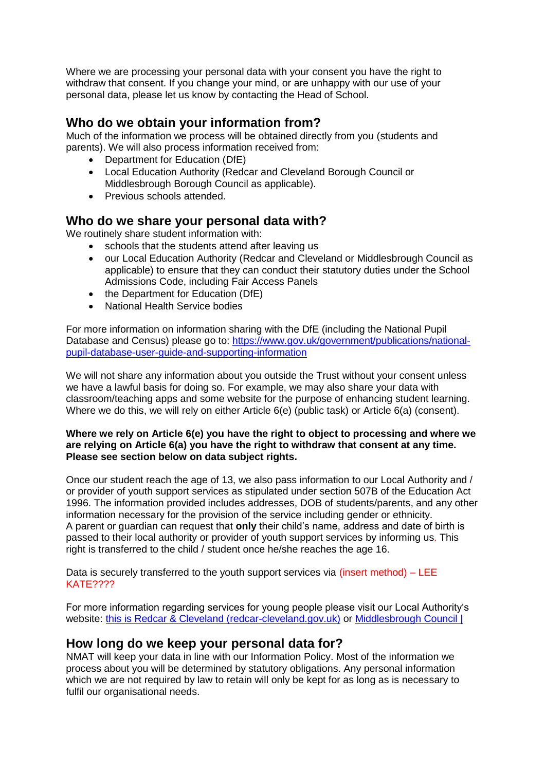Where we are processing your personal data with your consent you have the right to withdraw that consent. If you change your mind, or are unhappy with our use of your personal data, please let us know by contacting the Head of School.

## Who do we obtain your information from?

Much of the information we process will be obtained directly from you (students and parents). We will also process information received from:

- Department for Education (DfE)
- Local Education Authority (Redcar and Cleveland Borough Council or Middlesbrough Borough Council as applicable).
- Previous schools attended.

## Who do we share your personal data with?

We routinely share student information with:

- schools that the students attend after leaving us
- our Local Education Authority (Redcar and Cleveland or Middlesbrough Council as applicable) to ensure that they can conduct their statutory duties under the School Admissions Code, including Fair Access Panels
- the Department for Education (DfE)
- National Health Service bodies

For more information on information sharing with the DfE (including the National Pupil Database and Census) please go to: [https://www.gov.uk/government/publications/national-pupil-database-user-guide-and-supporting-information](https://www.gov.uk/government/publications/national-pupil-database-user-guide-and-supporting-information)

We will not share any information about you outside the Trust without your consent unless we have a lawful basis for doing so. For example, we may also share your data with classroom/teaching apps and some website for the purpose of enhancing student learning. Where we do this, we will rely on either Article 6(e) (public task) or Article 6(a) (consent).

**Where we rely on Article 6(e) you have the right to object to processing and where we are relying on Article 6(a) you have the right to withdraw that consent at any time. Please see section below on data subject rights.**

Once our student reach the age of 13, we also pass information to our Local Authority and / or provider of youth support services as stipulated under section 507B of the Education Act 1996. The information provided includes addresses, DOB of students/parents, and any other information necessary for the provision of the service including gender or ethnicity.
A parent or guardian can request that **only** their child's name, address and date of birth is passed to their local authority or provider of youth support services by informing us. This right is transferred to the child / student once he/she reaches the age 16.

Data is securely transferred to the youth support services via (insert method) – LEE KATE????

For more information regarding services for young people please visit our Local Authority's website: [this is Redcar & Cleveland (redcar-cleveland.gov.uk)](https://www.redcar-cleveland.gov.uk) or [Middlesbrough Council |](https://www.middlesbrough.gov.uk)

## How long do we keep your personal data for?

NMAT will keep your data in line with our Information Policy. Most of the information we process about you will be determined by statutory obligations. Any personal information which we are not required by law to retain will only be kept for as long as is necessary to fulfil our organisational needs.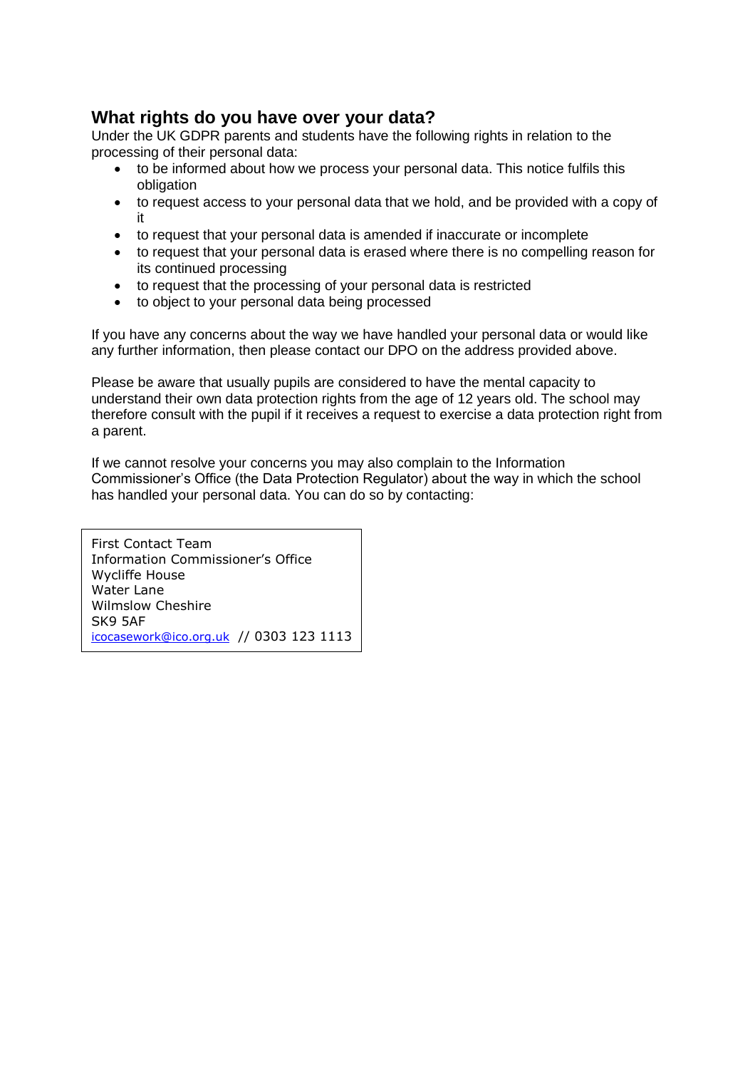## What rights do you have over your data?

Under the UK GDPR parents and students have the following rights in relation to the processing of their personal data:

- to be informed about how we process your personal data. This notice fulfils this obligation
- to request access to your personal data that we hold, and be provided with a copy of it
- to request that your personal data is amended if inaccurate or incomplete
- to request that your personal data is erased where there is no compelling reason for its continued processing
- to request that the processing of your personal data is restricted
- to object to your personal data being processed

If you have any concerns about the way we have handled your personal data or would like any further information, then please contact our DPO on the address provided above.

Please be aware that usually pupils are considered to have the mental capacity to understand their own data protection rights from the age of 12 years old. The school may therefore consult with the pupil if it receives a request to exercise a data protection right from a parent.

If we cannot resolve your concerns you may also complain to the Information Commissioner's Office (the Data Protection Regulator) about the way in which the school has handled your personal data. You can do so by contacting:

First Contact Team
Information Commissioner's Office
Wycliffe House
Water Lane
Wilmslow Cheshire
SK9 5AF
icocasework@ico.org.uk // 0303 123 1113